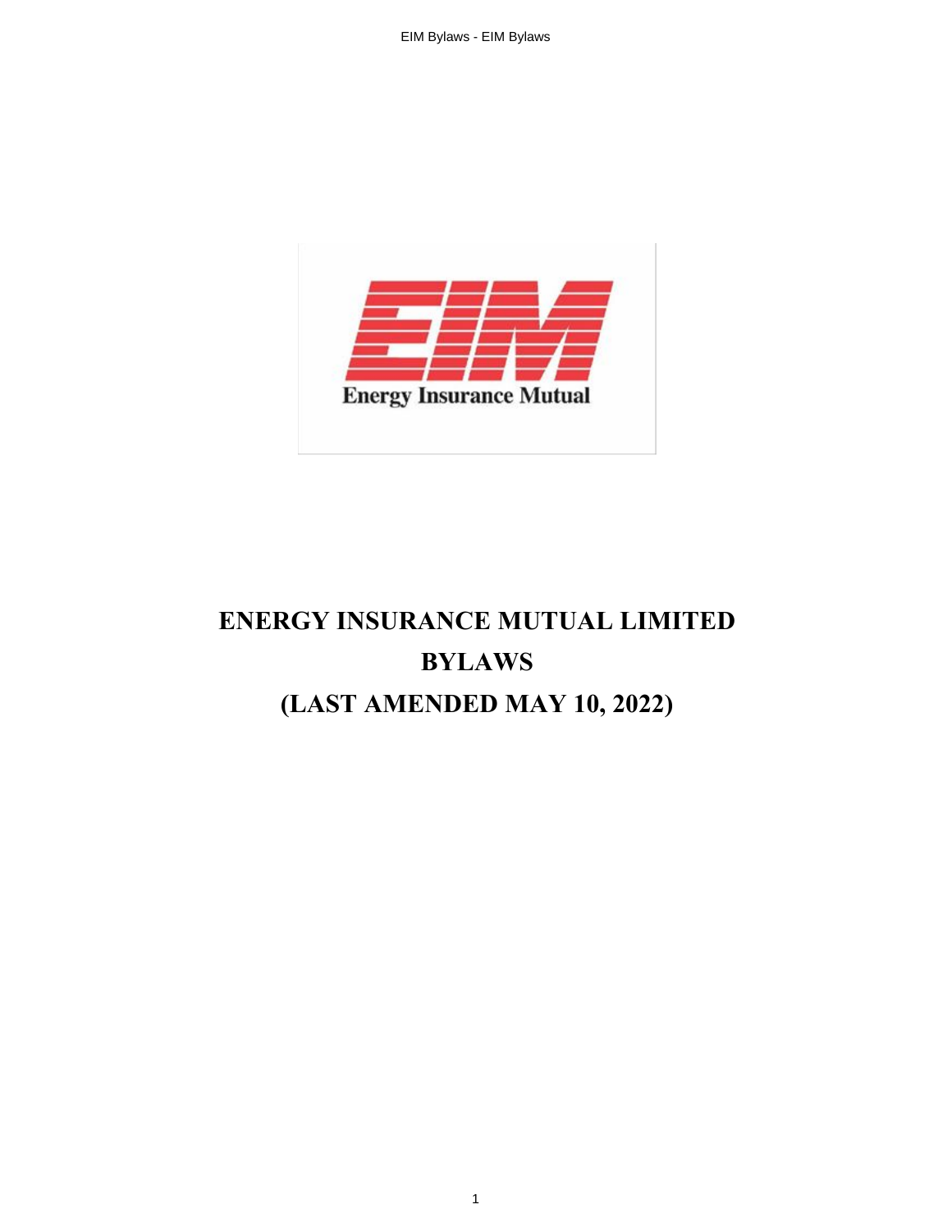# ENERGY INSURANCE MUTUAL LIMITED

# BYLAWS

# (LAST AMENDED MAY 10, 2022)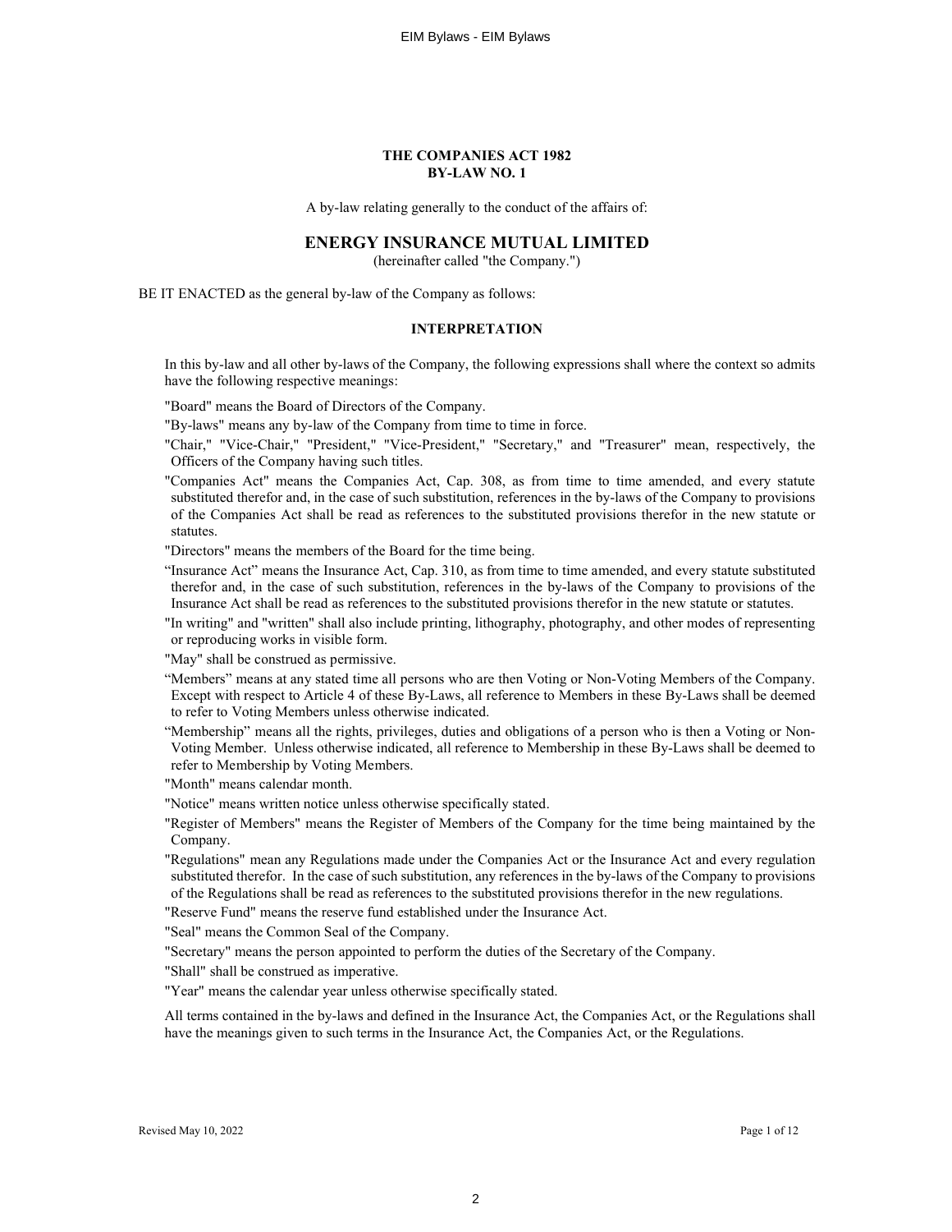**THE COMPANIES ACT 1982**
**BY-LAW NO. 1**

A by-law relating generally to the conduct of the affairs of:

# ENERGY INSURANCE MUTUAL LIMITED

(hereinafter called "the Company.")

BE IT ENACTED as the general by-law of the Company as follows:

## INTERPRETATION

In this by-law and all other by-laws of the Company, the following expressions shall where the context so admits have the following respective meanings:

"Board" means the Board of Directors of the Company.

"By-laws" means any by-law of the Company from time to time in force.

"Chair," "Vice-Chair," "President," "Vice-President," "Secretary," and "Treasurer" mean, respectively, the Officers of the Company having such titles.

"Companies Act" means the Companies Act, Cap. 308, as from time to time amended, and every statute substituted therefor and, in the case of such substitution, references in the by-laws of the Company to provisions of the Companies Act shall be read as references to the substituted provisions therefor in the new statute or statutes.

"Directors" means the members of the Board for the time being.

"Insurance Act" means the Insurance Act, Cap. 310, as from time to time amended, and every statute substituted therefor and, in the case of such substitution, references in the by-laws of the Company to provisions of the Insurance Act shall be read as references to the substituted provisions therefor in the new statute or statutes.

"In writing" and "written" shall also include printing, lithography, photography, and other modes of representing or reproducing works in visible form.

"May" shall be construed as permissive.

"Members" means at any stated time all persons who are then Voting or Non-Voting Members of the Company. Except with respect to Article 4 of these By-Laws, all reference to Members in these By-Laws shall be deemed to refer to Voting Members unless otherwise indicated.

"Membership" means all the rights, privileges, duties and obligations of a person who is then a Voting or Non-Voting Member. Unless otherwise indicated, all reference to Membership in these By-Laws shall be deemed to refer to Membership by Voting Members.

"Month" means calendar month.

"Notice" means written notice unless otherwise specifically stated.

"Register of Members" means the Register of Members of the Company for the time being maintained by the Company.

"Regulations" mean any Regulations made under the Companies Act or the Insurance Act and every regulation substituted therefor. In the case of such substitution, any references in the by-laws of the Company to provisions of the Regulations shall be read as references to the substituted provisions therefor in the new regulations.

"Reserve Fund" means the reserve fund established under the Insurance Act.

"Seal" means the Common Seal of the Company.

"Secretary" means the person appointed to perform the duties of the Secretary of the Company.

"Shall" shall be construed as imperative.

"Year" means the calendar year unless otherwise specifically stated.

All terms contained in the by-laws and defined in the Insurance Act, the Companies Act, or the Regulations shall have the meanings given to such terms in the Insurance Act, the Companies Act, or the Regulations.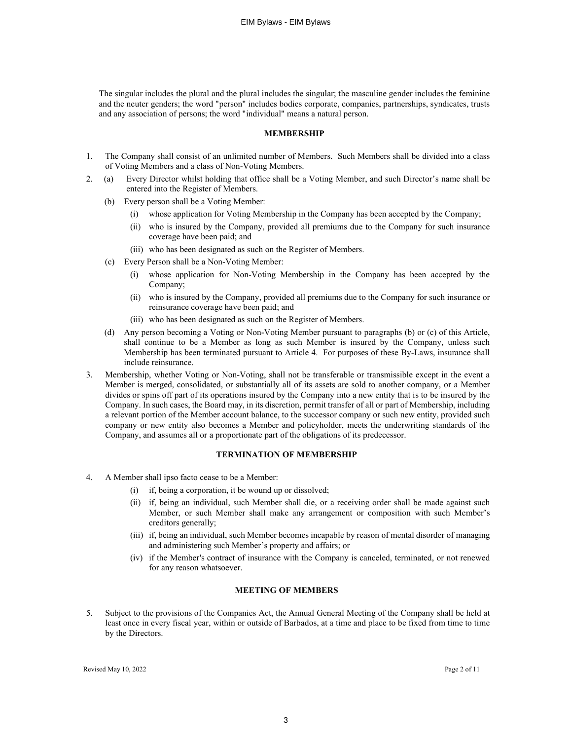The singular includes the plural and the plural includes the singular; the masculine gender includes the feminine and the neuter genders; the word "person" includes bodies corporate, companies, partnerships, syndicates, trusts and any association of persons; the word "individual" means a natural person.

## MEMBERSHIP

1. The Company shall consist of an unlimited number of Members. Such Members shall be divided into a class of Voting Members and a class of Non-Voting Members.

2. (a) Every Director whilst holding that office shall be a Voting Member, and such Director's name shall be entered into the Register of Members.

   (b) Every person shall be a Voting Member:

   (i) whose application for Voting Membership in the Company has been accepted by the Company;

   (ii) who is insured by the Company, provided all premiums due to the Company for such insurance coverage have been paid; and

   (iii) who has been designated as such on the Register of Members.

   (c) Every Person shall be a Non-Voting Member:

   (i) whose application for Non-Voting Membership in the Company has been accepted by the Company;

   (ii) who is insured by the Company, provided all premiums due to the Company for such insurance or reinsurance coverage have been paid; and

   (iii) who has been designated as such on the Register of Members.

   (d) Any person becoming a Voting or Non-Voting Member pursuant to paragraphs (b) or (c) of this Article, shall continue to be a Member as long as such Member is insured by the Company, unless such Membership has been terminated pursuant to Article 4. For purposes of these By-Laws, insurance shall include reinsurance.

3. Membership, whether Voting or Non-Voting, shall not be transferable or transmissible except in the event a Member is merged, consolidated, or substantially all of its assets are sold to another company, or a Member divides or spins off part of its operations insured by the Company into a new entity that is to be insured by the Company. In such cases, the Board may, in its discretion, permit transfer of all or part of Membership, including a relevant portion of the Member account balance, to the successor company or such new entity, provided such company or new entity also becomes a Member and policyholder, meets the underwriting standards of the Company, and assumes all or a proportionate part of the obligations of its predecessor.

## TERMINATION OF MEMBERSHIP

4. A Member shall ipso facto cease to be a Member:

   (i) if, being a corporation, it be wound up or dissolved;

   (ii) if, being an individual, such Member shall die, or a receiving order shall be made against such Member, or such Member shall make any arrangement or composition with such Member's creditors generally;

   (iii) if, being an individual, such Member becomes incapable by reason of mental disorder of managing and administering such Member's property and affairs; or

   (iv) if the Member's contract of insurance with the Company is canceled, terminated, or not renewed for any reason whatsoever.

## MEETING OF MEMBERS

5. Subject to the provisions of the Companies Act, the Annual General Meeting of the Company shall be held at least once in every fiscal year, within or outside of Barbados, at a time and place to be fixed from time to time by the Directors.

Revised May 10, 2022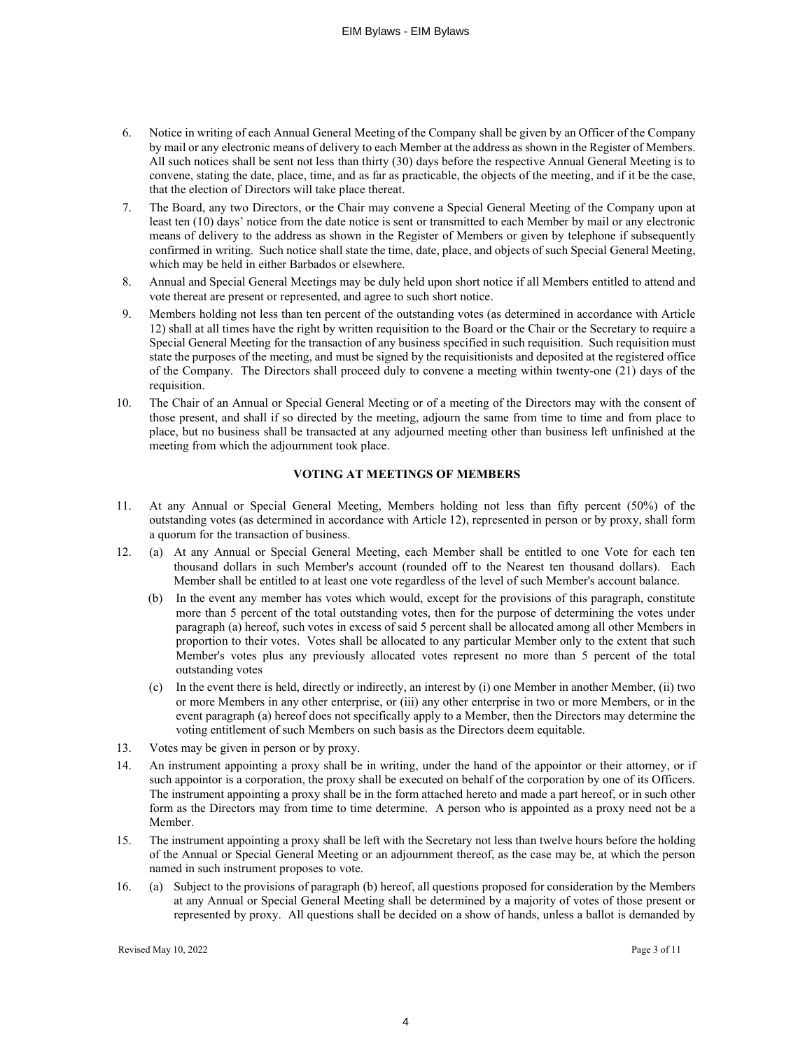6. Notice in writing of each Annual General Meeting of the Company shall be given by an Officer of the Company by mail or any electronic means of delivery to each Member at the address as shown in the Register of Members. All such notices shall be sent not less than thirty (30) days before the respective Annual General Meeting is to convene, stating the date, place, time, and as far as practicable, the objects of the meeting, and if it be the case, that the election of Directors will take place thereat.

7. The Board, any two Directors, or the Chair may convene a Special General Meeting of the Company upon at least ten (10) days' notice from the date notice is sent or transmitted to each Member by mail or any electronic means of delivery to the address as shown in the Register of Members or given by telephone if subsequently confirmed in writing. Such notice shall state the time, date, place, and objects of such Special General Meeting, which may be held in either Barbados or elsewhere.

8. Annual and Special General Meetings may be duly held upon short notice if all Members entitled to attend and vote thereat are present or represented, and agree to such short notice.

9. Members holding not less than ten percent of the outstanding votes (as determined in accordance with Article 12) shall at all times have the right by written requisition to the Board or the Chair or the Secretary to require a Special General Meeting for the transaction of any business specified in such requisition. Such requisition must state the purposes of the meeting, and must be signed by the requisitionists and deposited at the registered office of the Company. The Directors shall proceed duly to convene a meeting within twenty-one (21) days of the requisition.

10. The Chair of an Annual or Special General Meeting or of a meeting of the Directors may with the consent of those present, and shall if so directed by the meeting, adjourn the same from time to time and from place to place, but no business shall be transacted at any adjourned meeting other than business left unfinished at the meeting from which the adjournment took place.

## VOTING AT MEETINGS OF MEMBERS

11. At any Annual or Special General Meeting, Members holding not less than fifty percent (50%) of the outstanding votes (as determined in accordance with Article 12), represented in person or by proxy, shall form a quorum for the transaction of business.

12. (a) At any Annual or Special General Meeting, each Member shall be entitled to one Vote for each ten thousand dollars in such Member's account (rounded off to the Nearest ten thousand dollars). Each Member shall be entitled to at least one vote regardless of the level of such Member's account balance.

    (b) In the event any member has votes which would, except for the provisions of this paragraph, constitute more than 5 percent of the total outstanding votes, then for the purpose of determining the votes under paragraph (a) hereof, such votes in excess of said 5 percent shall be allocated among all other Members in proportion to their votes. Votes shall be allocated to any particular Member only to the extent that such Member's votes plus any previously allocated votes represent no more than 5 percent of the total outstanding votes

    (c) In the event there is held, directly or indirectly, an interest by (i) one Member in another Member, (ii) two or more Members in any other enterprise, or (iii) any other enterprise in two or more Members, or in the event paragraph (a) hereof does not specifically apply to a Member, then the Directors may determine the voting entitlement of such Members on such basis as the Directors deem equitable.

13. Votes may be given in person or by proxy.

14. An instrument appointing a proxy shall be in writing, under the hand of the appointor or their attorney, or if such appointor is a corporation, the proxy shall be executed on behalf of the corporation by one of its Officers. The instrument appointing a proxy shall be in the form attached hereto and made a part hereof, or in such other form as the Directors may from time to time determine. A person who is appointed as a proxy need not be a Member.

15. The instrument appointing a proxy shall be left with the Secretary not less than twelve hours before the holding of the Annual or Special General Meeting or an adjournment thereof, as the case may be, at which the person named in such instrument proposes to vote.

16. (a) Subject to the provisions of paragraph (b) hereof, all questions proposed for consideration by the Members at any Annual or Special General Meeting shall be determined by a majority of votes of those present or represented by proxy. All questions shall be decided on a show of hands, unless a ballot is demanded by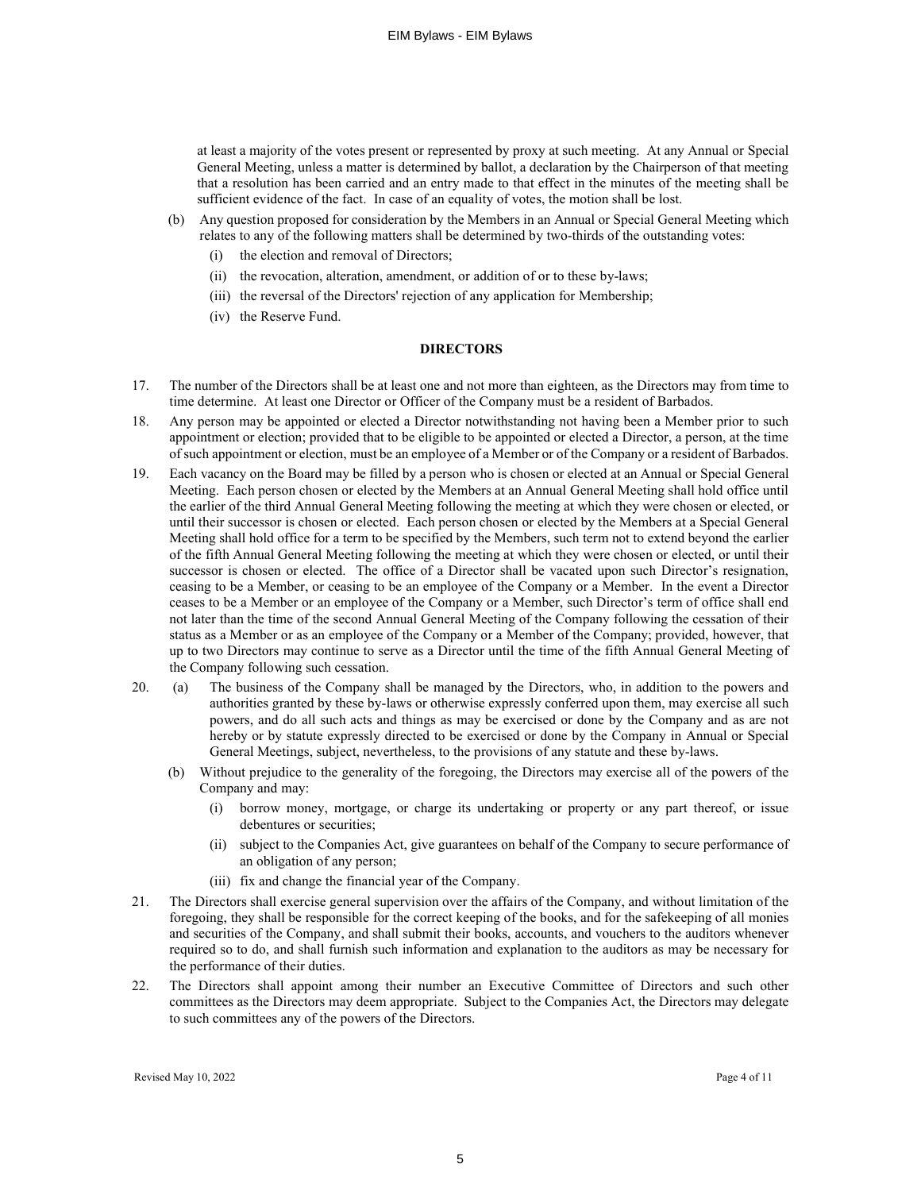at least a majority of the votes present or represented by proxy at such meeting. At any Annual or Special General Meeting, unless a matter is determined by ballot, a declaration by the Chairperson of that meeting that a resolution has been carried and an entry made to that effect in the minutes of the meeting shall be sufficient evidence of the fact. In case of an equality of votes, the motion shall be lost.

(b) Any question proposed for consideration by the Members in an Annual or Special General Meeting which relates to any of the following matters shall be determined by two-thirds of the outstanding votes:

   (i) the election and removal of Directors;

   (ii) the revocation, alteration, amendment, or addition of or to these by-laws;

   (iii) the reversal of the Directors' rejection of any application for Membership;

   (iv) the Reserve Fund.

**DIRECTORS**

17. The number of the Directors shall be at least one and not more than eighteen, as the Directors may from time to time determine. At least one Director or Officer of the Company must be a resident of Barbados.

18. Any person may be appointed or elected a Director notwithstanding not having been a Member prior to such appointment or election; provided that to be eligible to be appointed or elected a Director, a person, at the time of such appointment or election, must be an employee of a Member or of the Company or a resident of Barbados.

19. Each vacancy on the Board may be filled by a person who is chosen or elected at an Annual or Special General Meeting. Each person chosen or elected by the Members at an Annual General Meeting shall hold office until the earlier of the third Annual General Meeting following the meeting at which they were chosen or elected, or until their successor is chosen or elected. Each person chosen or elected by the Members at a Special General Meeting shall hold office for a term to be specified by the Members, such term not to extend beyond the earlier of the fifth Annual General Meeting following the meeting at which they were chosen or elected, or until their successor is chosen or elected. The office of a Director shall be vacated upon such Director's resignation, ceasing to be a Member, or ceasing to be an employee of the Company or a Member. In the event a Director ceases to be a Member or an employee of the Company or a Member, such Director's term of office shall end not later than the time of the second Annual General Meeting of the Company following the cessation of their status as a Member or as an employee of the Company or a Member of the Company; provided, however, that up to two Directors may continue to serve as a Director until the time of the fifth Annual General Meeting of the Company following such cessation.

20. (a) The business of the Company shall be managed by the Directors, who, in addition to the powers and authorities granted by these by-laws or otherwise expressly conferred upon them, may exercise all such powers, and do all such acts and things as may be exercised or done by the Company and as are not hereby or by statute expressly directed to be exercised or done by the Company in Annual or Special General Meetings, subject, nevertheless, to the provisions of any statute and these by-laws.

   (b) Without prejudice to the generality of the foregoing, the Directors may exercise all of the powers of the Company and may:

      (i) borrow money, mortgage, or charge its undertaking or property or any part thereof, or issue debentures or securities;

      (ii) subject to the Companies Act, give guarantees on behalf of the Company to secure performance of an obligation of any person;

      (iii) fix and change the financial year of the Company.

21. The Directors shall exercise general supervision over the affairs of the Company, and without limitation of the foregoing, they shall be responsible for the correct keeping of the books, and for the safekeeping of all monies and securities of the Company, and shall submit their books, accounts, and vouchers to the auditors whenever required so to do, and shall furnish such information and explanation to the auditors as may be necessary for the performance of their duties.

22. The Directors shall appoint among their number an Executive Committee of Directors and such other committees as the Directors may deem appropriate. Subject to the Companies Act, the Directors may delegate to such committees any of the powers of the Directors.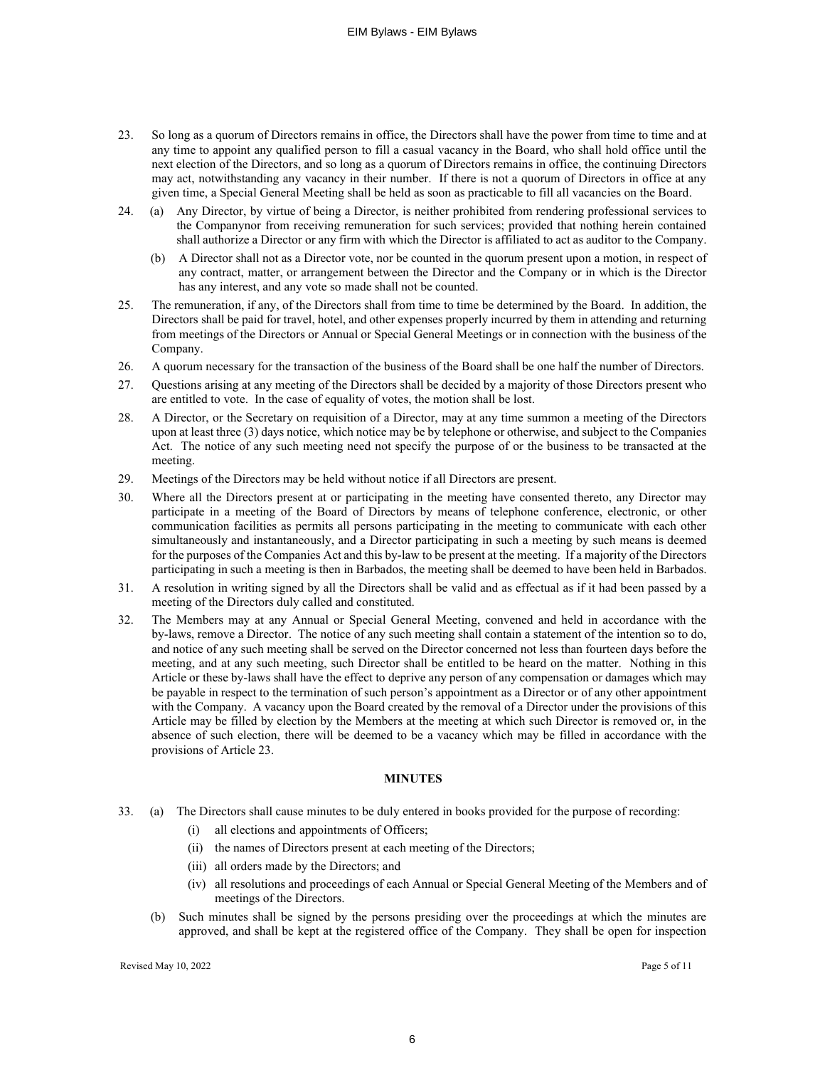23. So long as a quorum of Directors remains in office, the Directors shall have the power from time to time and at any time to appoint any qualified person to fill a casual vacancy in the Board, who shall hold office until the next election of the Directors, and so long as a quorum of Directors remains in office, the continuing Directors may act, notwithstanding any vacancy in their number. If there is not a quorum of Directors in office at any given time, a Special General Meeting shall be held as soon as practicable to fill all vacancies on the Board.

24. (a) Any Director, by virtue of being a Director, is neither prohibited from rendering professional services to the Companynor from receiving remuneration for such services; provided that nothing herein contained shall authorize a Director or any firm with which the Director is affiliated to act as auditor to the Company.

    (b) A Director shall not as a Director vote, nor be counted in the quorum present upon a motion, in respect of any contract, matter, or arrangement between the Director and the Company or in which is the Director has any interest, and any vote so made shall not be counted.

25. The remuneration, if any, of the Directors shall from time to time be determined by the Board. In addition, the Directors shall be paid for travel, hotel, and other expenses properly incurred by them in attending and returning from meetings of the Directors or Annual or Special General Meetings or in connection with the business of the Company.

26. A quorum necessary for the transaction of the business of the Board shall be one half the number of Directors.

27. Questions arising at any meeting of the Directors shall be decided by a majority of those Directors present who are entitled to vote. In the case of equality of votes, the motion shall be lost.

28. A Director, or the Secretary on requisition of a Director, may at any time summon a meeting of the Directors upon at least three (3) days notice, which notice may be by telephone or otherwise, and subject to the Companies Act. The notice of any such meeting need not specify the purpose of or the business to be transacted at the meeting.

29. Meetings of the Directors may be held without notice if all Directors are present.

30. Where all the Directors present at or participating in the meeting have consented thereto, any Director may participate in a meeting of the Board of Directors by means of telephone conference, electronic, or other communication facilities as permits all persons participating in the meeting to communicate with each other simultaneously and instantaneously, and a Director participating in such a meeting by such means is deemed for the purposes of the Companies Act and this by-law to be present at the meeting. If a majority of the Directors participating in such a meeting is then in Barbados, the meeting shall be deemed to have been held in Barbados.

31. A resolution in writing signed by all the Directors shall be valid and as effectual as if it had been passed by a meeting of the Directors duly called and constituted.

32. The Members may at any Annual or Special General Meeting, convened and held in accordance with the by-laws, remove a Director. The notice of any such meeting shall contain a statement of the intention so to do, and notice of any such meeting shall be served on the Director concerned not less than fourteen days before the meeting, and at any such meeting, such Director shall be entitled to be heard on the matter. Nothing in this Article or these by-laws shall have the effect to deprive any person of any compensation or damages which may be payable in respect to the termination of such person's appointment as a Director or of any other appointment with the Company. A vacancy upon the Board created by the removal of a Director under the provisions of this Article may be filled by election by the Members at the meeting at which such Director is removed or, in the absence of such election, there will be deemed to be a vacancy which may be filled in accordance with the provisions of Article 23.

## MINUTES

33. (a) The Directors shall cause minutes to be duly entered in books provided for the purpose of recording:

    (i) all elections and appointments of Officers;

    (ii) the names of Directors present at each meeting of the Directors;

    (iii) all orders made by the Directors; and

    (iv) all resolutions and proceedings of each Annual or Special General Meeting of the Members and of meetings of the Directors.

    (b) Such minutes shall be signed by the persons presiding over the proceedings at which the minutes are approved, and shall be kept at the registered office of the Company. They shall be open for inspection

Revised May 10, 2022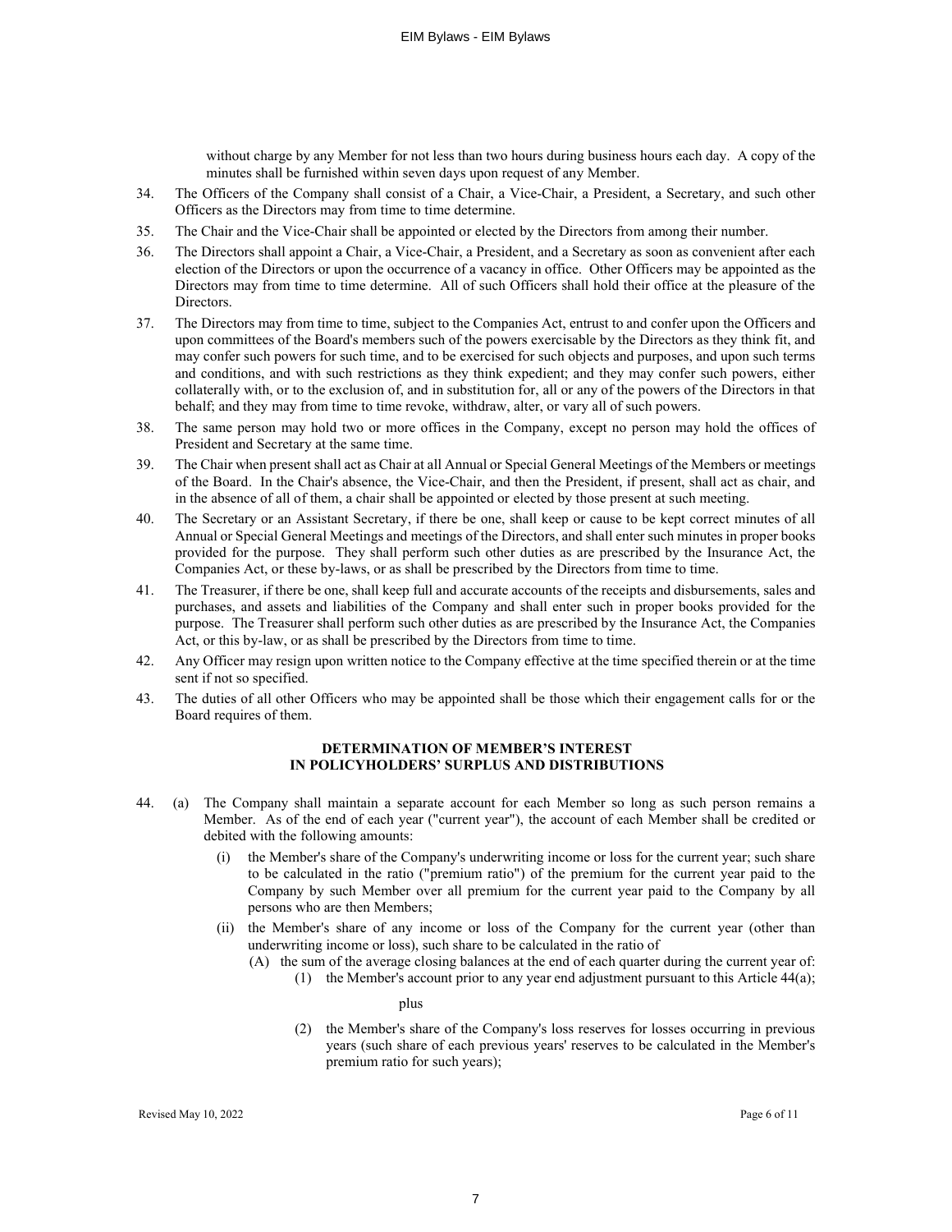without charge by any Member for not less than two hours during business hours each day. A copy of the minutes shall be furnished within seven days upon request of any Member.

34. The Officers of the Company shall consist of a Chair, a Vice-Chair, a President, a Secretary, and such other Officers as the Directors may from time to time determine.

35. The Chair and the Vice-Chair shall be appointed or elected by the Directors from among their number.

36. The Directors shall appoint a Chair, a Vice-Chair, a President, and a Secretary as soon as convenient after each election of the Directors or upon the occurrence of a vacancy in office. Other Officers may be appointed as the Directors may from time to time determine. All of such Officers shall hold their office at the pleasure of the Directors.

37. The Directors may from time to time, subject to the Companies Act, entrust to and confer upon the Officers and upon committees of the Board's members such of the powers exercisable by the Directors as they think fit, and may confer such powers for such time, and to be exercised for such objects and purposes, and upon such terms and conditions, and with such restrictions as they think expedient; and they may confer such powers, either collaterally with, or to the exclusion of, and in substitution for, all or any of the powers of the Directors in that behalf; and they may from time to time revoke, withdraw, alter, or vary all of such powers.

38. The same person may hold two or more offices in the Company, except no person may hold the offices of President and Secretary at the same time.

39. The Chair when present shall act as Chair at all Annual or Special General Meetings of the Members or meetings of the Board. In the Chair's absence, the Vice-Chair, and then the President, if present, shall act as chair, and in the absence of all of them, a chair shall be appointed or elected by those present at such meeting.

40. The Secretary or an Assistant Secretary, if there be one, shall keep or cause to be kept correct minutes of all Annual or Special General Meetings and meetings of the Directors, and shall enter such minutes in proper books provided for the purpose. They shall perform such other duties as are prescribed by the Insurance Act, the Companies Act, or these by-laws, or as shall be prescribed by the Directors from time to time.

41. The Treasurer, if there be one, shall keep full and accurate accounts of the receipts and disbursements, sales and purchases, and assets and liabilities of the Company and shall enter such in proper books provided for the purpose. The Treasurer shall perform such other duties as are prescribed by the Insurance Act, the Companies Act, or this by-law, or as shall be prescribed by the Directors from time to time.

42. Any Officer may resign upon written notice to the Company effective at the time specified therein or at the time sent if not so specified.

43. The duties of all other Officers who may be appointed shall be those which their engagement calls for or the Board requires of them.

**DETERMINATION OF MEMBER'S INTEREST IN POLICYHOLDERS' SURPLUS AND DISTRIBUTIONS**

44. (a) The Company shall maintain a separate account for each Member so long as such person remains a Member. As of the end of each year ("current year"), the account of each Member shall be credited or debited with the following amounts:

    (i) the Member's share of the Company's underwriting income or loss for the current year; such share to be calculated in the ratio ("premium ratio") of the premium for the current year paid to the Company by such Member over all premium for the current year paid to the Company by all persons who are then Members;

    (ii) the Member's share of any income or loss of the Company for the current year (other than underwriting income or loss), such share to be calculated in the ratio of

    (A) the sum of the average closing balances at the end of each quarter during the current year of:

    (1) the Member's account prior to any year end adjustment pursuant to this Article 44(a);

    plus

    (2) the Member's share of the Company's loss reserves for losses occurring in previous years (such share of each previous years' reserves to be calculated in the Member's premium ratio for such years);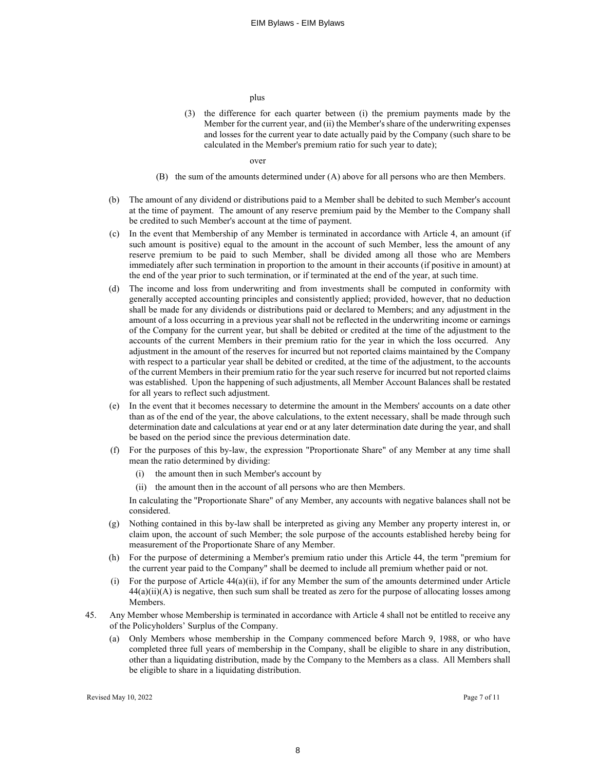plus

(3) the difference for each quarter between (i) the premium payments made by the Member for the current year, and (ii) the Member's share of the underwriting expenses and losses for the current year to date actually paid by the Company (such share to be calculated in the Member's premium ratio for such year to date);

over

(B) the sum of the amounts determined under (A) above for all persons who are then Members.

(b) The amount of any dividend or distributions paid to a Member shall be debited to such Member's account at the time of payment. The amount of any reserve premium paid by the Member to the Company shall be credited to such Member's account at the time of payment.

(c) In the event that Membership of any Member is terminated in accordance with Article 4, an amount (if such amount is positive) equal to the amount in the account of such Member, less the amount of any reserve premium to be paid to such Member, shall be divided among all those who are Members immediately after such termination in proportion to the amount in their accounts (if positive in amount) at the end of the year prior to such termination, or if terminated at the end of the year, at such time.

(d) The income and loss from underwriting and from investments shall be computed in conformity with generally accepted accounting principles and consistently applied; provided, however, that no deduction shall be made for any dividends or distributions paid or declared to Members; and any adjustment in the amount of a loss occurring in a previous year shall not be reflected in the underwriting income or earnings of the Company for the current year, but shall be debited or credited at the time of the adjustment to the accounts of the current Members in their premium ratio for the year in which the loss occurred. Any adjustment in the amount of the reserves for incurred but not reported claims maintained by the Company with respect to a particular year shall be debited or credited, at the time of the adjustment, to the accounts of the current Members in their premium ratio for the year such reserve for incurred but not reported claims was established. Upon the happening of such adjustments, all Member Account Balances shall be restated for all years to reflect such adjustment.

(e) In the event that it becomes necessary to determine the amount in the Members' accounts on a date other than as of the end of the year, the above calculations, to the extent necessary, shall be made through such determination date and calculations at year end or at any later determination date during the year, and shall be based on the period since the previous determination date.

(f) For the purposes of this by-law, the expression "Proportionate Share" of any Member at any time shall mean the ratio determined by dividing:

   (i) the amount then in such Member's account by

   (ii) the amount then in the account of all persons who are then Members.

   In calculating the "Proportionate Share" of any Member, any accounts with negative balances shall not be considered.

(g) Nothing contained in this by-law shall be interpreted as giving any Member any property interest in, or claim upon, the account of such Member; the sole purpose of the accounts established hereby being for measurement of the Proportionate Share of any Member.

(h) For the purpose of determining a Member's premium ratio under this Article 44, the term "premium for the current year paid to the Company" shall be deemed to include all premium whether paid or not.

(i) For the purpose of Article 44(a)(ii), if for any Member the sum of the amounts determined under Article 44(a)(ii)(A) is negative, then such sum shall be treated as zero for the purpose of allocating losses among Members.

45. Any Member whose Membership is terminated in accordance with Article 4 shall not be entitled to receive any of the Policyholders' Surplus of the Company.

   (a) Only Members whose membership in the Company commenced before March 9, 1988, or who have completed three full years of membership in the Company, shall be eligible to share in any distribution, other than a liquidating distribution, made by the Company to the Members as a class. All Members shall be eligible to share in a liquidating distribution.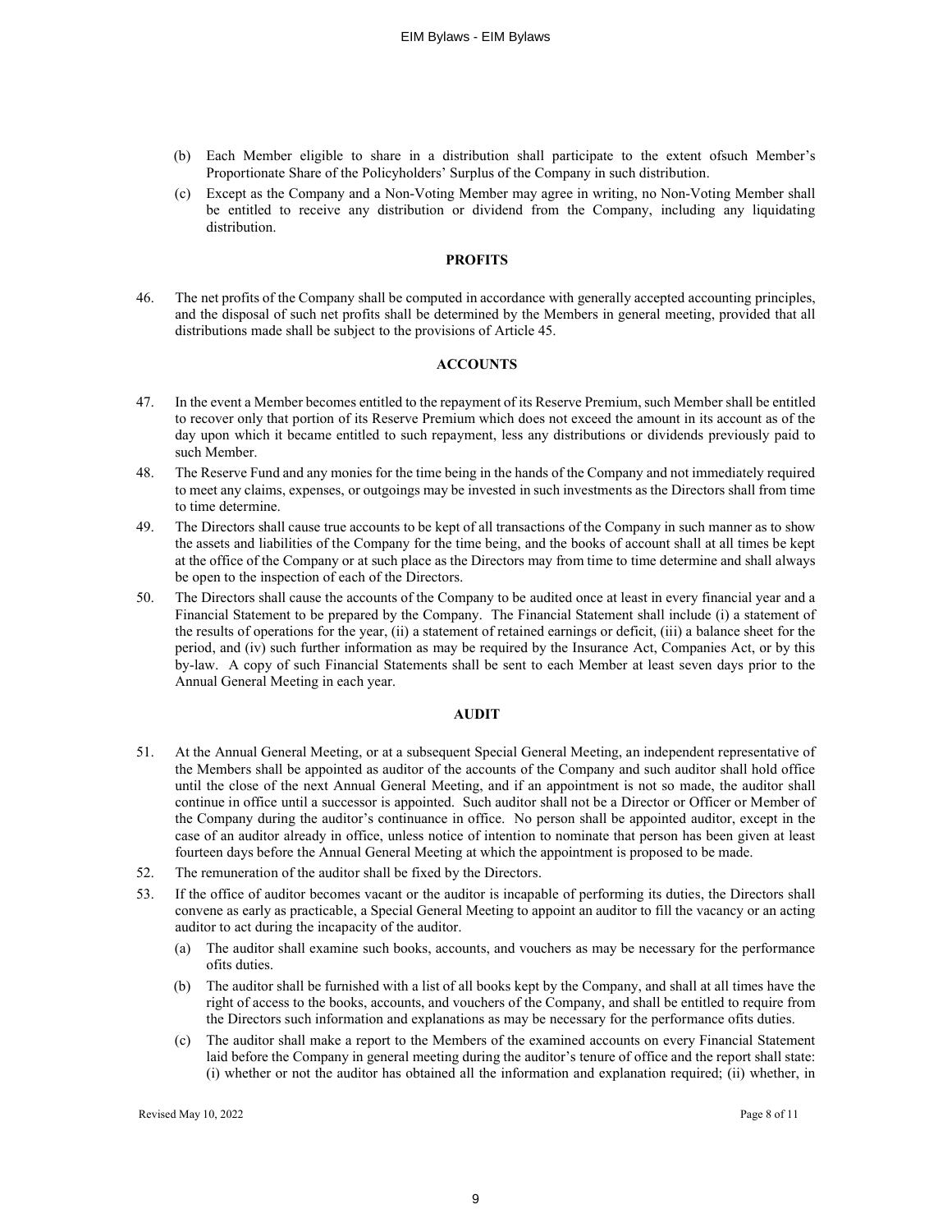(b) Each Member eligible to share in a distribution shall participate to the extent ofsuch Member's Proportionate Share of the Policyholders' Surplus of the Company in such distribution.

(c) Except as the Company and a Non-Voting Member may agree in writing, no Non-Voting Member shall be entitled to receive any distribution or dividend from the Company, including any liquidating distribution.

## PROFITS

46. The net profits of the Company shall be computed in accordance with generally accepted accounting principles, and the disposal of such net profits shall be determined by the Members in general meeting, provided that all distributions made shall be subject to the provisions of Article 45.

## ACCOUNTS

47. In the event a Member becomes entitled to the repayment of its Reserve Premium, such Member shall be entitled to recover only that portion of its Reserve Premium which does not exceed the amount in its account as of the day upon which it became entitled to such repayment, less any distributions or dividends previously paid to such Member.

48. The Reserve Fund and any monies for the time being in the hands of the Company and not immediately required to meet any claims, expenses, or outgoings may be invested in such investments as the Directors shall from time to time determine.

49. The Directors shall cause true accounts to be kept of all transactions of the Company in such manner as to show the assets and liabilities of the Company for the time being, and the books of account shall at all times be kept at the office of the Company or at such place as the Directors may from time to time determine and shall always be open to the inspection of each of the Directors.

50. The Directors shall cause the accounts of the Company to be audited once at least in every financial year and a Financial Statement to be prepared by the Company. The Financial Statement shall include (i) a statement of the results of operations for the year, (ii) a statement of retained earnings or deficit, (iii) a balance sheet for the period, and (iv) such further information as may be required by the Insurance Act, Companies Act, or by this by-law. A copy of such Financial Statements shall be sent to each Member at least seven days prior to the Annual General Meeting in each year.

## AUDIT

51. At the Annual General Meeting, or at a subsequent Special General Meeting, an independent representative of the Members shall be appointed as auditor of the accounts of the Company and such auditor shall hold office until the close of the next Annual General Meeting, and if an appointment is not so made, the auditor shall continue in office until a successor is appointed. Such auditor shall not be a Director or Officer or Member of the Company during the auditor's continuance in office. No person shall be appointed auditor, except in the case of an auditor already in office, unless notice of intention to nominate that person has been given at least fourteen days before the Annual General Meeting at which the appointment is proposed to be made.

52. The remuneration of the auditor shall be fixed by the Directors.

53. If the office of auditor becomes vacant or the auditor is incapable of performing its duties, the Directors shall convene as early as practicable, a Special General Meeting to appoint an auditor to fill the vacancy or an acting auditor to act during the incapacity of the auditor.

    (a) The auditor shall examine such books, accounts, and vouchers as may be necessary for the performance ofits duties.

    (b) The auditor shall be furnished with a list of all books kept by the Company, and shall at all times have the right of access to the books, accounts, and vouchers of the Company, and shall be entitled to require from the Directors such information and explanations as may be necessary for the performance ofits duties.

    (c) The auditor shall make a report to the Members of the examined accounts on every Financial Statement laid before the Company in general meeting during the auditor's tenure of office and the report shall state: (i) whether or not the auditor has obtained all the information and explanation required; (ii) whether, in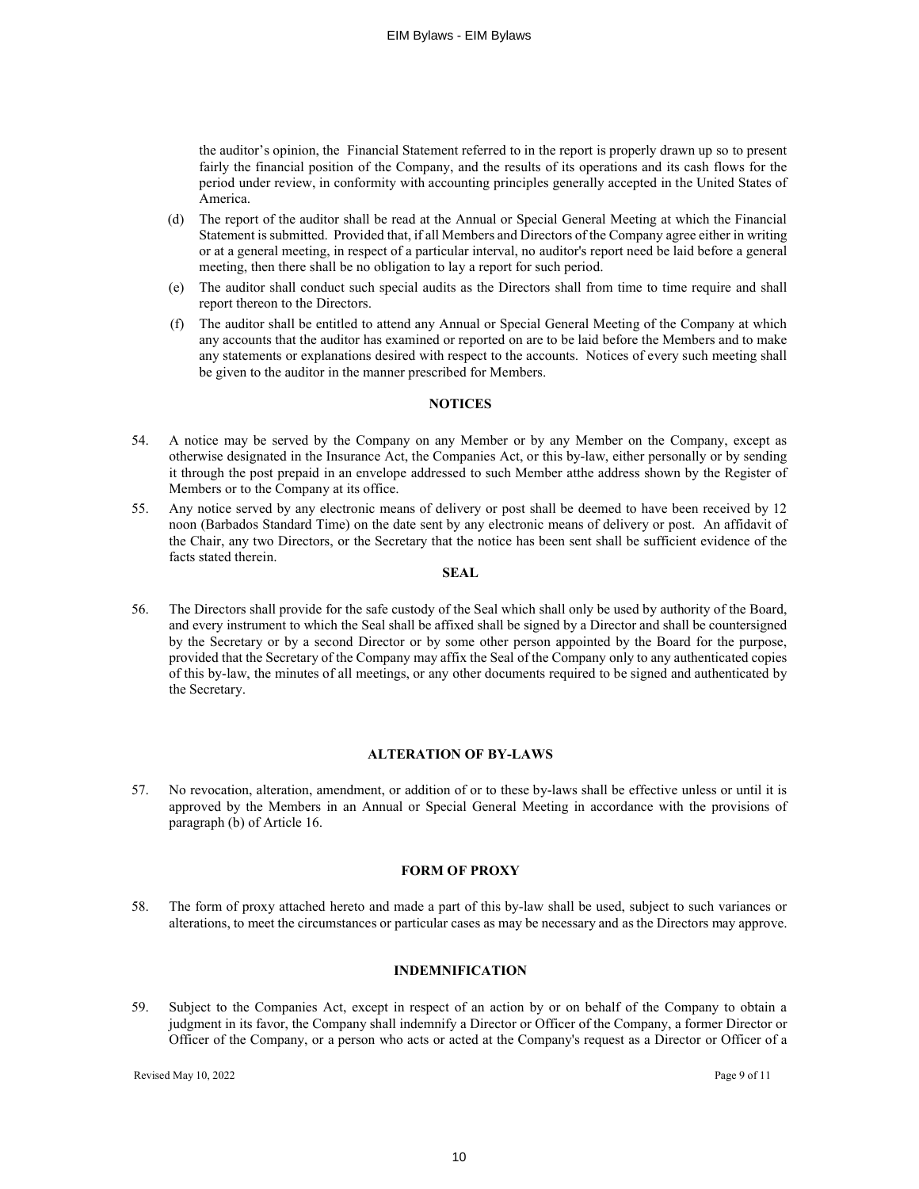the auditor's opinion, the Financial Statement referred to in the report is properly drawn up so to present fairly the financial position of the Company, and the results of its operations and its cash flows for the period under review, in conformity with accounting principles generally accepted in the United States of America.

(d) The report of the auditor shall be read at the Annual or Special General Meeting at which the Financial Statement is submitted. Provided that, if all Members and Directors of the Company agree either in writing or at a general meeting, in respect of a particular interval, no auditor's report need be laid before a general meeting, then there shall be no obligation to lay a report for such period.

(e) The auditor shall conduct such special audits as the Directors shall from time to time require and shall report thereon to the Directors.

(f) The auditor shall be entitled to attend any Annual or Special General Meeting of the Company at which any accounts that the auditor has examined or reported on are to be laid before the Members and to make any statements or explanations desired with respect to the accounts. Notices of every such meeting shall be given to the auditor in the manner prescribed for Members.

**NOTICES**

54. A notice may be served by the Company on any Member or by any Member on the Company, except as otherwise designated in the Insurance Act, the Companies Act, or this by-law, either personally or by sending it through the post prepaid in an envelope addressed to such Member atthe address shown by the Register of Members or to the Company at its office.

55. Any notice served by any electronic means of delivery or post shall be deemed to have been received by 12 noon (Barbados Standard Time) on the date sent by any electronic means of delivery or post. An affidavit of the Chair, any two Directors, or the Secretary that the notice has been sent shall be sufficient evidence of the facts stated therein.

**SEAL**

56. The Directors shall provide for the safe custody of the Seal which shall only be used by authority of the Board, and every instrument to which the Seal shall be affixed shall be signed by a Director and shall be countersigned by the Secretary or by a second Director or by some other person appointed by the Board for the purpose, provided that the Secretary of the Company may affix the Seal of the Company only to any authenticated copies of this by-law, the minutes of all meetings, or any other documents required to be signed and authenticated by the Secretary.

**ALTERATION OF BY-LAWS**

57. No revocation, alteration, amendment, or addition of or to these by-laws shall be effective unless or until it is approved by the Members in an Annual or Special General Meeting in accordance with the provisions of paragraph (b) of Article 16.

**FORM OF PROXY**

58. The form of proxy attached hereto and made a part of this by-law shall be used, subject to such variances or alterations, to meet the circumstances or particular cases as may be necessary and as the Directors may approve.

**INDEMNIFICATION**

59. Subject to the Companies Act, except in respect of an action by or on behalf of the Company to obtain a judgment in its favor, the Company shall indemnify a Director or Officer of the Company, a former Director or Officer of the Company, or a person who acts or acted at the Company's request as a Director or Officer of a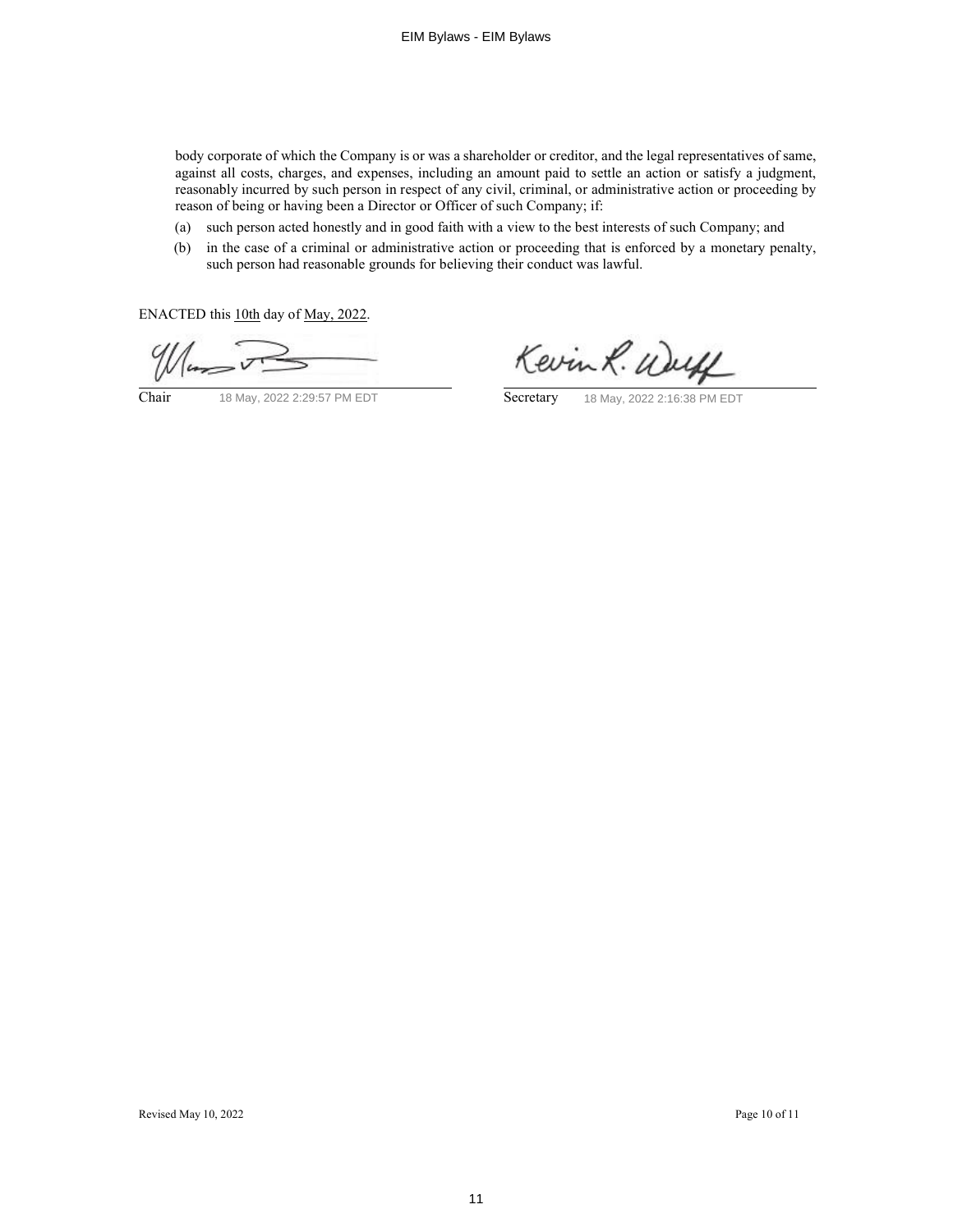body corporate of which the Company is or was a shareholder or creditor, and the legal representatives of same, against all costs, charges, and expenses, including an amount paid to settle an action or satisfy a judgment, reasonably incurred by such person in respect of any civil, criminal, or administrative action or proceeding by reason of being or having been a Director or Officer of such Company; if:

(a) such person acted honestly and in good faith with a view to the best interests of such Company; and

(b) in the case of a criminal or administrative action or proceeding that is enforced by a monetary penalty, such person had reasonable grounds for believing their conduct was lawful.

ENACTED this 10th day of May, 2022.

| | |
|---|---|
| Chair 18 May, 2022 2:29:57 PM EDT | Secretary 18 May, 2022 2:16:38 PM EDT |

Revised May 10, 2022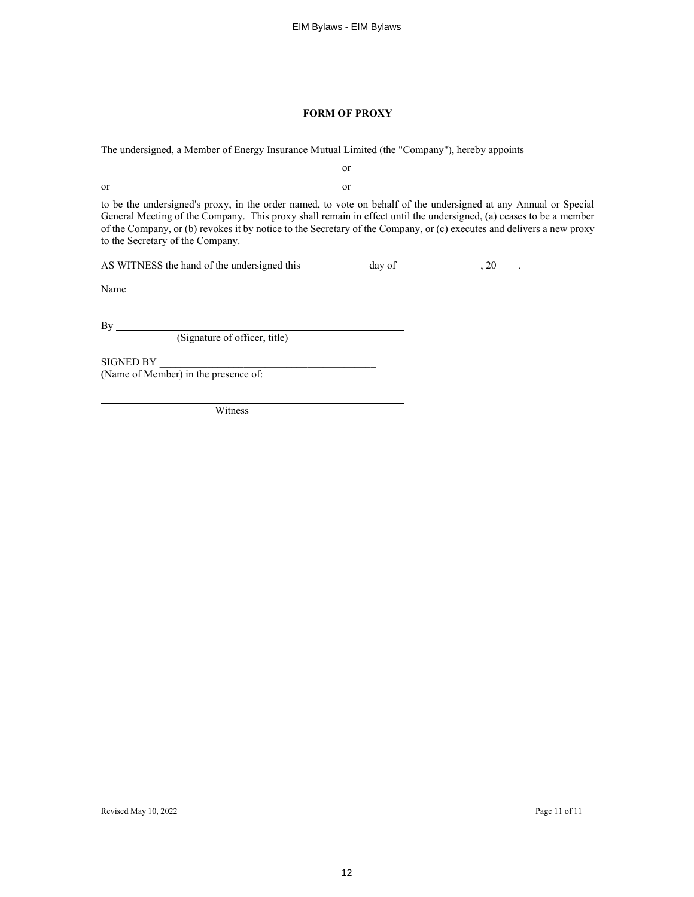**FORM OF PROXY**

The undersigned, a Member of Energy Insurance Mutual Limited (the "Company"), hereby appoints

\_\_\_\_\_\_\_\_\_\_\_\_\_\_\_\_\_\_\_\_\_\_\_\_\_\_\_\_\_\_\_\_\_\_\_\_\_\_ or \_\_\_\_\_\_\_\_\_\_\_\_\_\_\_\_\_\_\_\_\_\_\_\_\_\_\_\_\_\_\_\_\_\_\_\_\_\_

or \_\_\_\_\_\_\_\_\_\_\_\_\_\_\_\_\_\_\_\_\_\_\_\_\_\_\_\_\_\_\_\_\_\_\_\_\_\_ or \_\_\_\_\_\_\_\_\_\_\_\_\_\_\_\_\_\_\_\_\_\_\_\_\_\_\_\_\_\_\_\_\_\_\_\_\_\_

to be the undersigned's proxy, in the order named, to vote on behalf of the undersigned at any Annual or Special General Meeting of the Company. This proxy shall remain in effect until the undersigned, (a) ceases to be a member of the Company, or (b) revokes it by notice to the Secretary of the Company, or (c) executes and delivers a new proxy to the Secretary of the Company.

AS WITNESS the hand of the undersigned this \_\_\_\_\_\_\_\_\_\_\_\_ day of \_\_\_\_\_\_\_\_\_\_\_\_\_\_\_\_, 20\_\_\_\_.

Name \_\_\_\_\_\_\_\_\_\_\_\_\_\_\_\_\_\_\_\_\_\_\_\_\_\_\_\_\_\_\_\_\_\_\_\_\_\_\_\_\_\_\_\_\_\_\_\_

By \_\_\_\_\_\_\_\_\_\_\_\_\_\_\_\_\_\_\_\_\_\_\_\_\_\_\_\_\_\_\_\_\_\_\_\_\_\_\_\_\_\_\_\_\_\_\_\_\_\_
(Signature of officer, title)

SIGNED BY \_\_\_\_\_\_\_\_\_\_\_\_\_\_\_\_\_\_\_\_\_\_\_\_\_\_\_\_\_\_\_\_\_\_\_\_\_\_\_\_
(Name of Member) in the presence of:

\_\_\_\_\_\_\_\_\_\_\_\_\_\_\_\_\_\_\_\_\_\_\_\_\_\_\_\_\_\_\_\_\_\_\_\_\_\_\_\_\_\_\_\_\_\_\_\_\_\_\_\_
Witness

Revised May 10, 2022